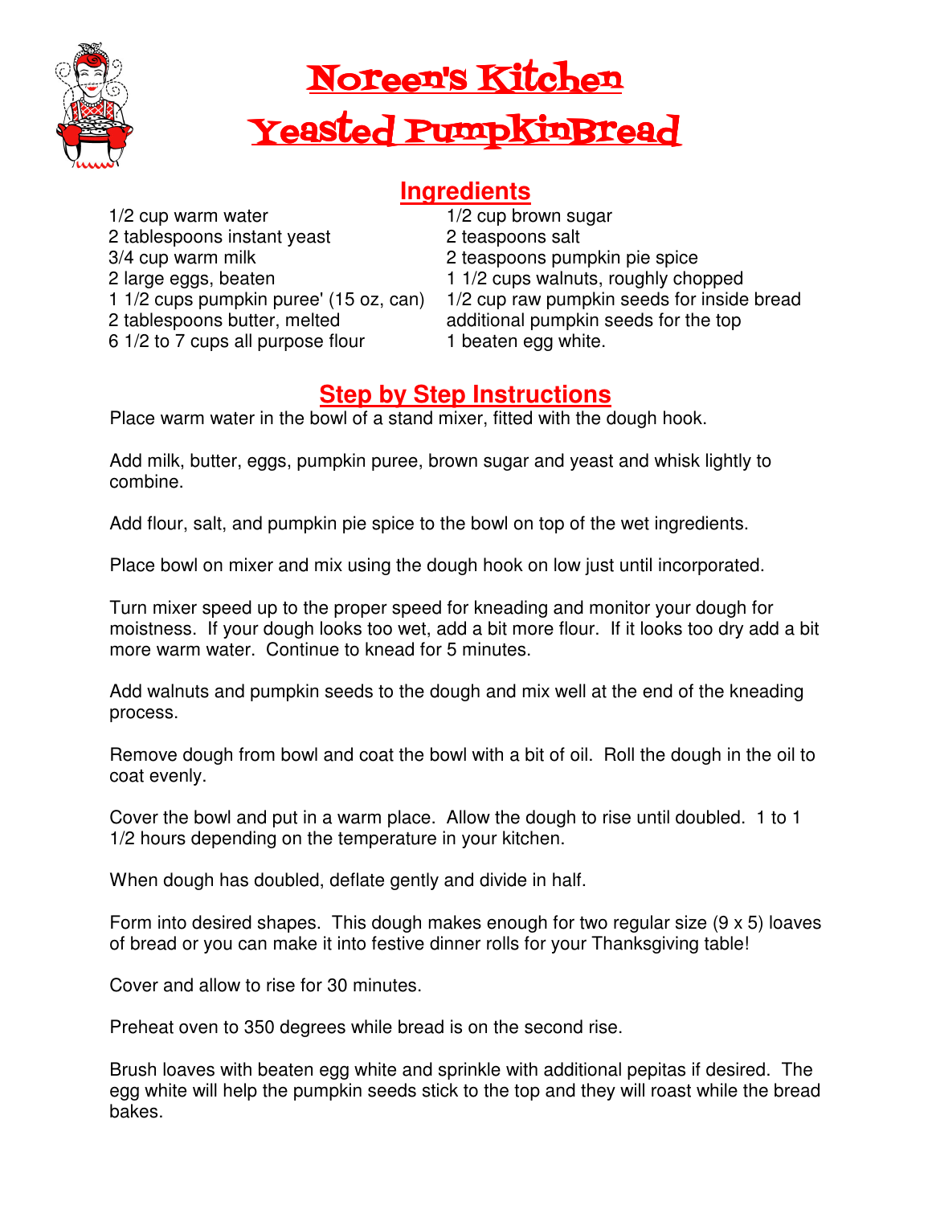# Noreen's Kitchen

# Yeasted PumpkinBread

## Ingredients

- 1/2 cup warm water
- 2 tablespoons instant yeast
- 3/4 cup warm milk
- 2 large eggs, beaten
- 1 1/2 cups pumpkin puree' (15 oz, can)
- 2 tablespoons butter, melted
- 6 1/2 to 7 cups all purpose flour
- 1/2 cup brown sugar
- 2 teaspoons salt
- 2 teaspoons pumpkin pie spice
- 1 1/2 cups walnuts, roughly chopped
- 1/2 cup raw pumpkin seeds for inside bread
- additional pumpkin seeds for the top
- 1 beaten egg white.

## Step by Step Instructions

Place warm water in the bowl of a stand mixer, fitted with the dough hook.

Add milk, butter, eggs, pumpkin puree, brown sugar and yeast and whisk lightly to combine.

Add flour, salt, and pumpkin pie spice to the bowl on top of the wet ingredients.

Place bowl on mixer and mix using the dough hook on low just until incorporated.

Turn mixer speed up to the proper speed for kneading and monitor your dough for moistness. If your dough looks too wet, add a bit more flour. If it looks too dry add a bit more warm water. Continue to knead for 5 minutes.

Add walnuts and pumpkin seeds to the dough and mix well at the end of the kneading process.

Remove dough from bowl and coat the bowl with a bit of oil. Roll the dough in the oil to coat evenly.

Cover the bowl and put in a warm place. Allow the dough to rise until doubled. 1 to 1 1/2 hours depending on the temperature in your kitchen.

When dough has doubled, deflate gently and divide in half.

Form into desired shapes. This dough makes enough for two regular size (9 x 5) loaves of bread or you can make it into festive dinner rolls for your Thanksgiving table!

Cover and allow to rise for 30 minutes.

Preheat oven to 350 degrees while bread is on the second rise.

Brush loaves with beaten egg white and sprinkle with additional pepitas if desired. The egg white will help the pumpkin seeds stick to the top and they will roast while the bread bakes.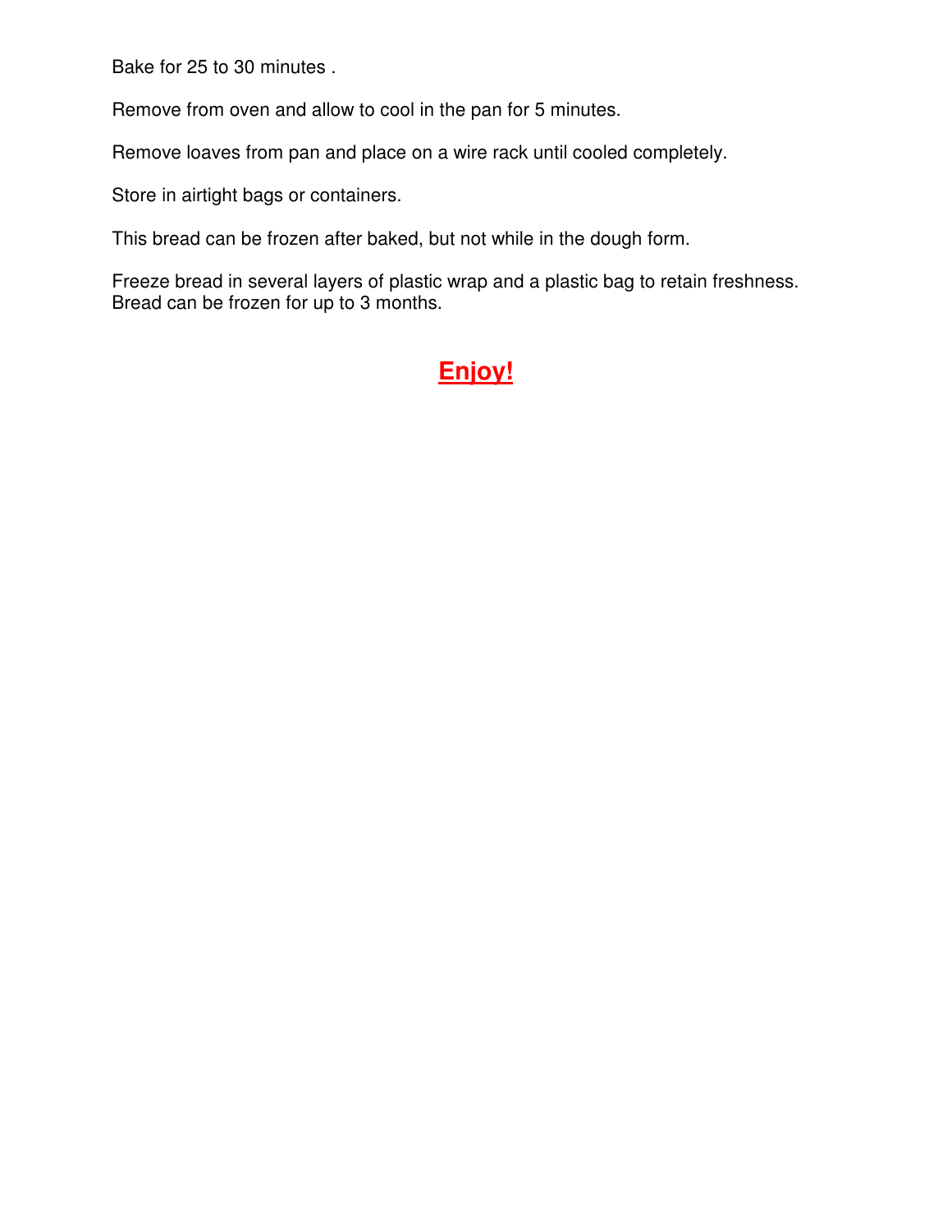Bake for 25 to 30 minutes .

Remove from oven and allow to cool in the pan for 5 minutes.

Remove loaves from pan and place on a wire rack until cooled completely.

Store in airtight bags or containers.

This bread can be frozen after baked, but not while in the dough form.

Freeze bread in several layers of plastic wrap and a plastic bag to retain freshness. Bread can be frozen for up to 3 months.

**Enjoy!**